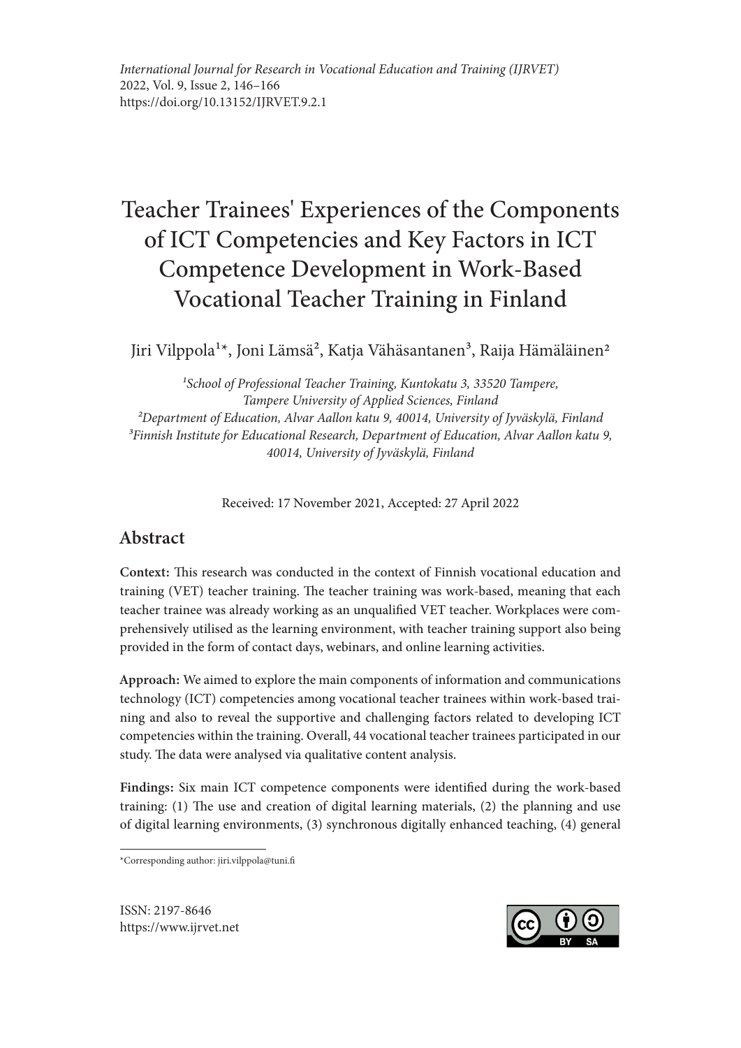# Teacher Trainees' Experiences of the Components of ICT Competencies and Key Factors in ICT Competence Development in Work-Based Vocational Teacher Training in Finland

Jiri Vilppola[1]*, Joni Lämsä[2], Katja Vähäsantanen[3], Raija Hämäläinen[2]

*[1]School of Professional Teacher Training, Kuntokatu 3, 33520 Tampere, Tampere University of Applied Sciences, Finland*
*[2]Department of Education, Alvar Aallon katu 9, 40014, University of Jyväskylä, Finland*
*[3]Finnish Institute for Educational Research, Department of Education, Alvar Aallon katu 9, 40014, University of Jyväskylä, Finland*

Received: 17 November 2021, Accepted: 27 April 2022

## Abstract

**Context:** This research was conducted in the context of Finnish vocational education and training (VET) teacher training. The teacher training was work-based, meaning that each teacher trainee was already working as an unqualified VET teacher. Workplaces were comprehensively utilised as the learning environment, with teacher training support also being provided in the form of contact days, webinars, and online learning activities.

**Approach:** We aimed to explore the main components of information and communications technology (ICT) competencies among vocational teacher trainees within work-based training and also to reveal the supportive and challenging factors related to developing ICT competencies within the training. Overall, 44 vocational teacher trainees participated in our study. The data were analysed via qualitative content analysis.

**Findings:** Six main ICT competence components were identified during the work-based training: (1) The use and creation of digital learning materials, (2) the planning and use of digital learning environments, (3) synchronous digitally enhanced teaching, (4) general

*Corresponding author: jiri.vilppola@tuni.fi

ISSN: 2197-8646
https://www.ijrvet.net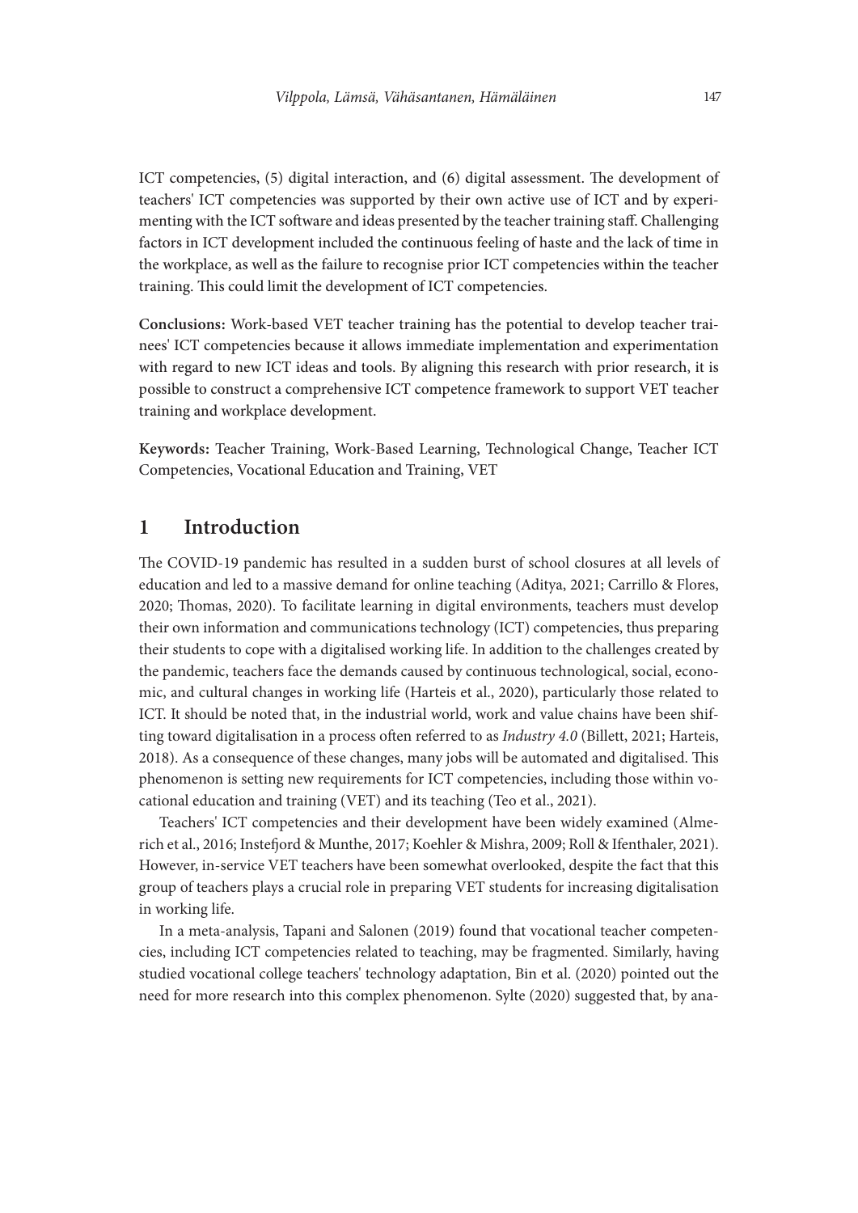ICT competencies, (5) digital interaction, and (6) digital assessment. The development of teachers' ICT competencies was supported by their own active use of ICT and by experimenting with the ICT software and ideas presented by the teacher training staff. Challenging factors in ICT development included the continuous feeling of haste and the lack of time in the workplace, as well as the failure to recognise prior ICT competencies within the teacher training. This could limit the development of ICT competencies.

**Conclusions:** Work-based VET teacher training has the potential to develop teacher trainees' ICT competencies because it allows immediate implementation and experimentation with regard to new ICT ideas and tools. By aligning this research with prior research, it is possible to construct a comprehensive ICT competence framework to support VET teacher training and workplace development.

**Keywords:** Teacher Training, Work-Based Learning, Technological Change, Teacher ICT Competencies, Vocational Education and Training, VET

## 1 Introduction

The COVID-19 pandemic has resulted in a sudden burst of school closures at all levels of education and led to a massive demand for online teaching (Aditya, 2021; Carrillo & Flores, 2020; Thomas, 2020). To facilitate learning in digital environments, teachers must develop their own information and communications technology (ICT) competencies, thus preparing their students to cope with a digitalised working life. In addition to the challenges created by the pandemic, teachers face the demands caused by continuous technological, social, economic, and cultural changes in working life (Harteis et al., 2020), particularly those related to ICT. It should be noted that, in the industrial world, work and value chains have been shifting toward digitalisation in a process often referred to as *Industry 4.0* (Billett, 2021; Harteis, 2018). As a consequence of these changes, many jobs will be automated and digitalised. This phenomenon is setting new requirements for ICT competencies, including those within vocational education and training (VET) and its teaching (Teo et al., 2021).

Teachers' ICT competencies and their development have been widely examined (Almerich et al., 2016; Instefjord & Munthe, 2017; Koehler & Mishra, 2009; Roll & Ifenthaler, 2021). However, in-service VET teachers have been somewhat overlooked, despite the fact that this group of teachers plays a crucial role in preparing VET students for increasing digitalisation in working life.

In a meta-analysis, Tapani and Salonen (2019) found that vocational teacher competencies, including ICT competencies related to teaching, may be fragmented. Similarly, having studied vocational college teachers' technology adaptation, Bin et al. (2020) pointed out the need for more research into this complex phenomenon. Sylte (2020) suggested that, by ana-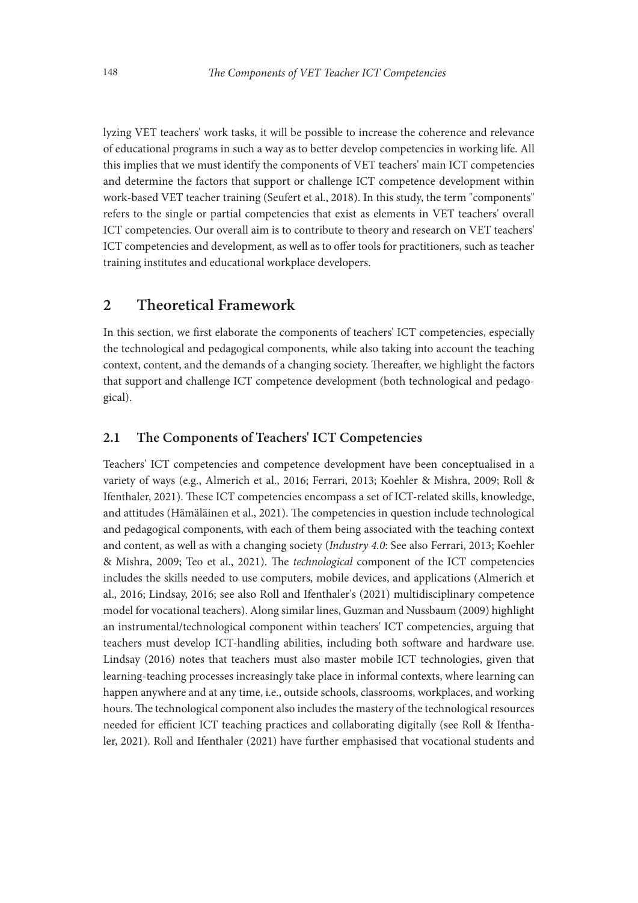lyzing VET teachers' work tasks, it will be possible to increase the coherence and relevance of educational programs in such a way as to better develop competencies in working life. All this implies that we must identify the components of VET teachers' main ICT competencies and determine the factors that support or challenge ICT competence development within work-based VET teacher training (Seufert et al., 2018). In this study, the term "components" refers to the single or partial competencies that exist as elements in VET teachers' overall ICT competencies. Our overall aim is to contribute to theory and research on VET teachers' ICT competencies and development, as well as to offer tools for practitioners, such as teacher training institutes and educational workplace developers.

## 2 Theoretical Framework

In this section, we first elaborate the components of teachers' ICT competencies, especially the technological and pedagogical components, while also taking into account the teaching context, content, and the demands of a changing society. Thereafter, we highlight the factors that support and challenge ICT competence development (both technological and pedagogical).

### 2.1 The Components of Teachers' ICT Competencies

Teachers' ICT competencies and competence development have been conceptualised in a variety of ways (e.g., Almerich et al., 2016; Ferrari, 2013; Koehler & Mishra, 2009; Roll & Ifenthaler, 2021). These ICT competencies encompass a set of ICT-related skills, knowledge, and attitudes (Hämäläinen et al., 2021). The competencies in question include technological and pedagogical components, with each of them being associated with the teaching context and content, as well as with a changing society (*Industry 4.0*: See also Ferrari, 2013; Koehler & Mishra, 2009; Teo et al., 2021). The *technological* component of the ICT competencies includes the skills needed to use computers, mobile devices, and applications (Almerich et al., 2016; Lindsay, 2016; see also Roll and Ifenthaler's (2021) multidisciplinary competence model for vocational teachers). Along similar lines, Guzman and Nussbaum (2009) highlight an instrumental/technological component within teachers' ICT competencies, arguing that teachers must develop ICT-handling abilities, including both software and hardware use. Lindsay (2016) notes that teachers must also master mobile ICT technologies, given that learning-teaching processes increasingly take place in informal contexts, where learning can happen anywhere and at any time, i.e., outside schools, classrooms, workplaces, and working hours. The technological component also includes the mastery of the technological resources needed for efficient ICT teaching practices and collaborating digitally (see Roll & Ifenthaler, 2021). Roll and Ifenthaler (2021) have further emphasised that vocational students and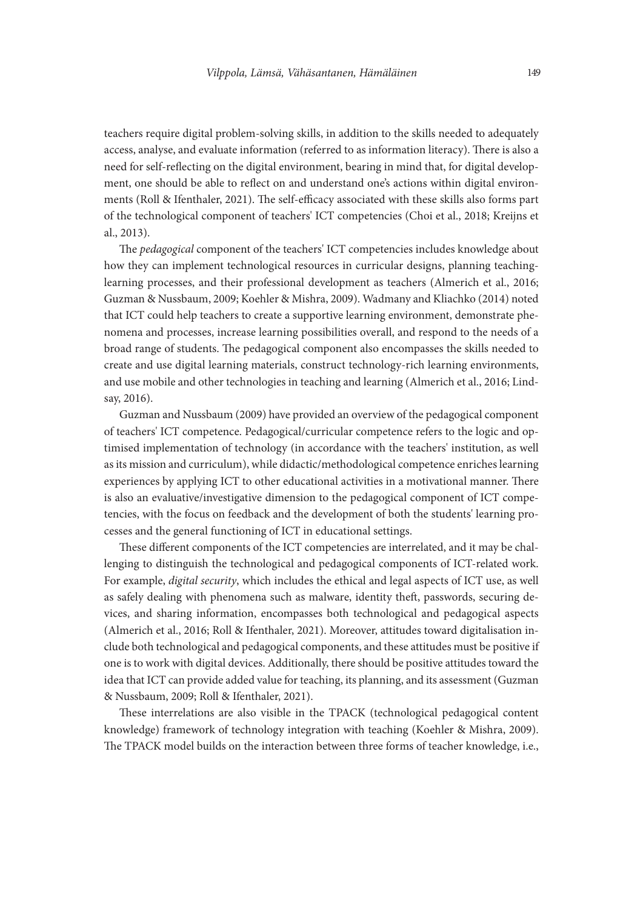teachers require digital problem-solving skills, in addition to the skills needed to adequately access, analyse, and evaluate information (referred to as information literacy). There is also a need for self-reflecting on the digital environment, bearing in mind that, for digital development, one should be able to reflect on and understand one's actions within digital environments (Roll & Ifenthaler, 2021). The self-efficacy associated with these skills also forms part of the technological component of teachers' ICT competencies (Choi et al., 2018; Kreijns et al., 2013).

The *pedagogical* component of the teachers' ICT competencies includes knowledge about how they can implement technological resources in curricular designs, planning teaching-learning processes, and their professional development as teachers (Almerich et al., 2016; Guzman & Nussbaum, 2009; Koehler & Mishra, 2009). Wadmany and Kliachko (2014) noted that ICT could help teachers to create a supportive learning environment, demonstrate phenomena and processes, increase learning possibilities overall, and respond to the needs of a broad range of students. The pedagogical component also encompasses the skills needed to create and use digital learning materials, construct technology-rich learning environments, and use mobile and other technologies in teaching and learning (Almerich et al., 2016; Lindsay, 2016).

Guzman and Nussbaum (2009) have provided an overview of the pedagogical component of teachers' ICT competence. Pedagogical/curricular competence refers to the logic and optimised implementation of technology (in accordance with the teachers' institution, as well as its mission and curriculum), while didactic/methodological competence enriches learning experiences by applying ICT to other educational activities in a motivational manner. There is also an evaluative/investigative dimension to the pedagogical component of ICT competencies, with the focus on feedback and the development of both the students' learning processes and the general functioning of ICT in educational settings.

These different components of the ICT competencies are interrelated, and it may be challenging to distinguish the technological and pedagogical components of ICT-related work. For example, *digital security*, which includes the ethical and legal aspects of ICT use, as well as safely dealing with phenomena such as malware, identity theft, passwords, securing devices, and sharing information, encompasses both technological and pedagogical aspects (Almerich et al., 2016; Roll & Ifenthaler, 2021). Moreover, attitudes toward digitalisation include both technological and pedagogical components, and these attitudes must be positive if one is to work with digital devices. Additionally, there should be positive attitudes toward the idea that ICT can provide added value for teaching, its planning, and its assessment (Guzman & Nussbaum, 2009; Roll & Ifenthaler, 2021).

These interrelations are also visible in the TPACK (technological pedagogical content knowledge) framework of technology integration with teaching (Koehler & Mishra, 2009). The TPACK model builds on the interaction between three forms of teacher knowledge, i.e.,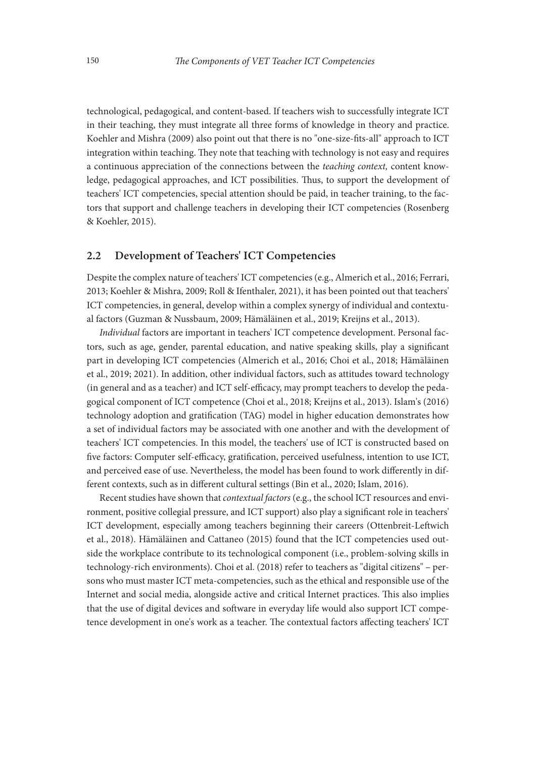technological, pedagogical, and content-based. If teachers wish to successfully integrate ICT in their teaching, they must integrate all three forms of knowledge in theory and practice. Koehler and Mishra (2009) also point out that there is no "one-size-fits-all" approach to ICT integration within teaching. They note that teaching with technology is not easy and requires a continuous appreciation of the connections between the *teaching context,* content knowledge, pedagogical approaches, and ICT possibilities. Thus, to support the development of teachers' ICT competencies, special attention should be paid, in teacher training, to the factors that support and challenge teachers in developing their ICT competencies (Rosenberg & Koehler, 2015).

## 2.2 Development of Teachers' ICT Competencies

Despite the complex nature of teachers' ICT competencies (e.g., Almerich et al., 2016; Ferrari, 2013; Koehler & Mishra, 2009; Roll & Ifenthaler, 2021), it has been pointed out that teachers' ICT competencies, in general, develop within a complex synergy of individual and contextual factors (Guzman & Nussbaum, 2009; Hämäläinen et al., 2019; Kreijns et al., 2013).

*Individual* factors are important in teachers' ICT competence development. Personal factors, such as age, gender, parental education, and native speaking skills, play a significant part in developing ICT competencies (Almerich et al., 2016; Choi et al., 2018; Hämäläinen et al., 2019; 2021). In addition, other individual factors, such as attitudes toward technology (in general and as a teacher) and ICT self-efficacy, may prompt teachers to develop the pedagogical component of ICT competence (Choi et al., 2018; Kreijns et al., 2013). Islam's (2016) technology adoption and gratification (TAG) model in higher education demonstrates how a set of individual factors may be associated with one another and with the development of teachers' ICT competencies. In this model, the teachers' use of ICT is constructed based on five factors: Computer self-efficacy, gratification, perceived usefulness, intention to use ICT, and perceived ease of use. Nevertheless, the model has been found to work differently in different contexts, such as in different cultural settings (Bin et al., 2020; Islam, 2016).

Recent studies have shown that *contextual factors* (e.g., the school ICT resources and environment, positive collegial pressure, and ICT support) also play a significant role in teachers' ICT development, especially among teachers beginning their careers (Ottenbreit-Leftwich et al., 2018). Hämäläinen and Cattaneo (2015) found that the ICT competencies used outside the workplace contribute to its technological component (i.e., problem-solving skills in technology-rich environments). Choi et al. (2018) refer to teachers as "digital citizens" – persons who must master ICT meta-competencies, such as the ethical and responsible use of the Internet and social media, alongside active and critical Internet practices. This also implies that the use of digital devices and software in everyday life would also support ICT competence development in one's work as a teacher. The contextual factors affecting teachers' ICT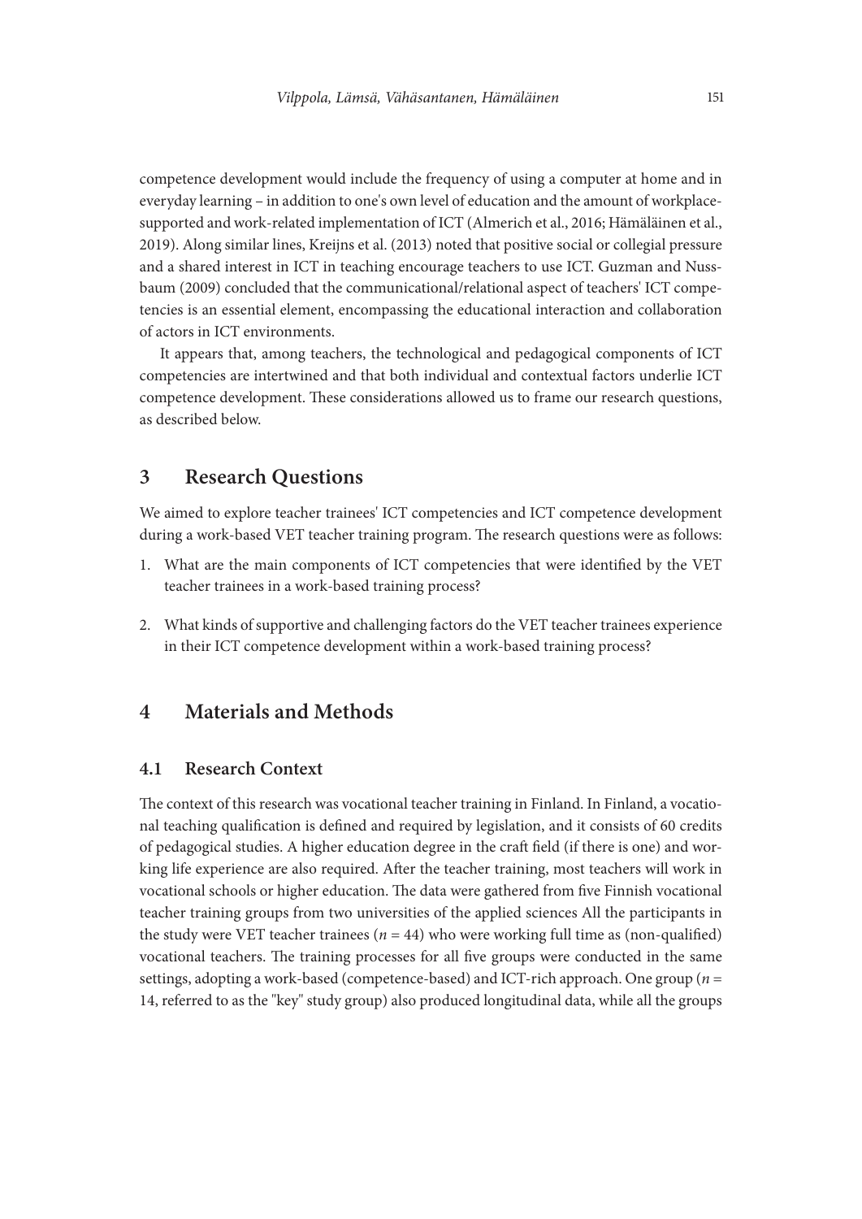competence development would include the frequency of using a computer at home and in everyday learning – in addition to one's own level of education and the amount of workplace-supported and work-related implementation of ICT (Almerich et al., 2016; Hämäläinen et al., 2019). Along similar lines, Kreijns et al. (2013) noted that positive social or collegial pressure and a shared interest in ICT in teaching encourage teachers to use ICT. Guzman and Nussbaum (2009) concluded that the communicational/relational aspect of teachers' ICT competencies is an essential element, encompassing the educational interaction and collaboration of actors in ICT environments.

It appears that, among teachers, the technological and pedagogical components of ICT competencies are intertwined and that both individual and contextual factors underlie ICT competence development. These considerations allowed us to frame our research questions, as described below.

## 3 Research Questions

We aimed to explore teacher trainees' ICT competencies and ICT competence development during a work-based VET teacher training program. The research questions were as follows:

1. What are the main components of ICT competencies that were identified by the VET teacher trainees in a work-based training process?
2. What kinds of supportive and challenging factors do the VET teacher trainees experience in their ICT competence development within a work-based training process?

## 4 Materials and Methods

### 4.1 Research Context

The context of this research was vocational teacher training in Finland. In Finland, a vocational teaching qualification is defined and required by legislation, and it consists of 60 credits of pedagogical studies. A higher education degree in the craft field (if there is one) and working life experience are also required. After the teacher training, most teachers will work in vocational schools or higher education. The data were gathered from five Finnish vocational teacher training groups from two universities of the applied sciences All the participants in the study were VET teacher trainees ($n = 44$) who were working full time as (non-qualified) vocational teachers. The training processes for all five groups were conducted in the same settings, adopting a work-based (competence-based) and ICT-rich approach. One group ($n = 14$, referred to as the "key" study group) also produced longitudinal data, while all the groups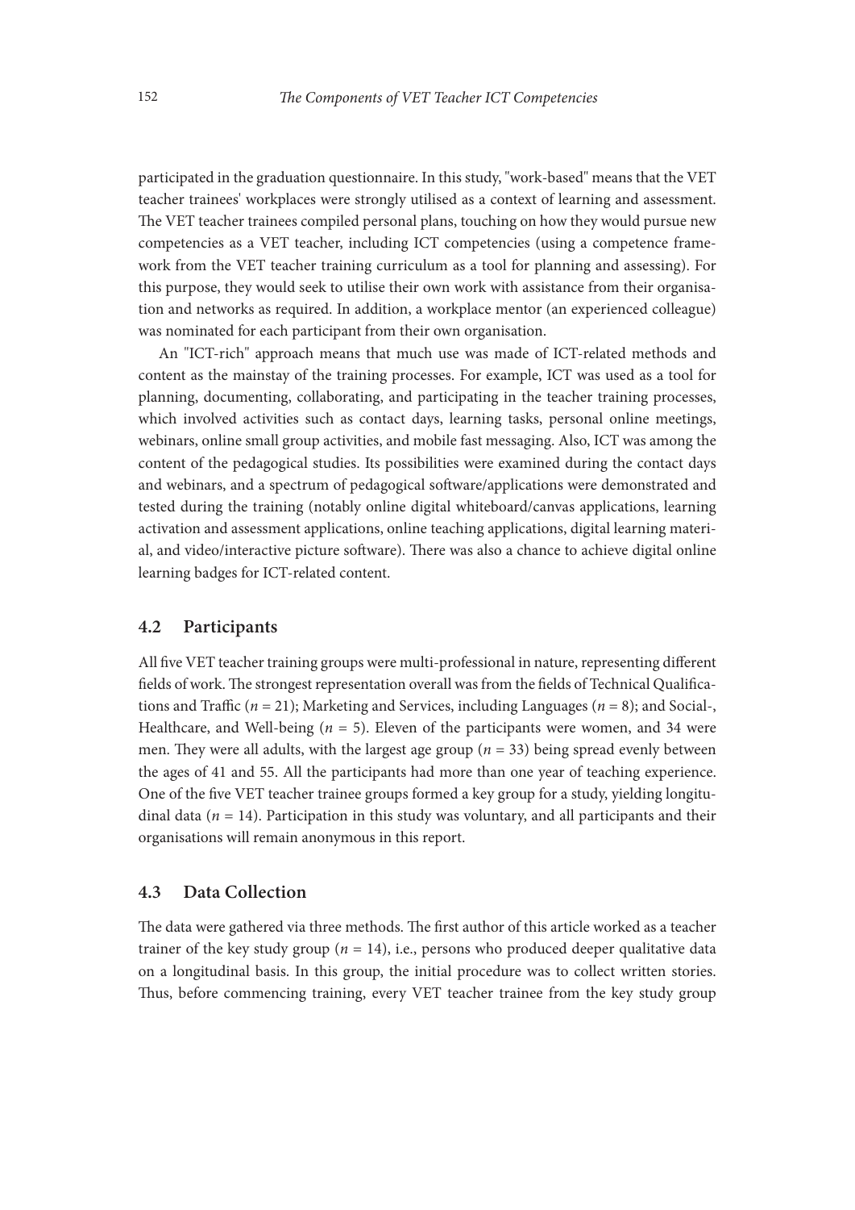participated in the graduation questionnaire. In this study, "work-based" means that the VET teacher trainees' workplaces were strongly utilised as a context of learning and assessment. The VET teacher trainees compiled personal plans, touching on how they would pursue new competencies as a VET teacher, including ICT competencies (using a competence framework from the VET teacher training curriculum as a tool for planning and assessing). For this purpose, they would seek to utilise their own work with assistance from their organisation and networks as required. In addition, a workplace mentor (an experienced colleague) was nominated for each participant from their own organisation.

An "ICT-rich" approach means that much use was made of ICT-related methods and content as the mainstay of the training processes. For example, ICT was used as a tool for planning, documenting, collaborating, and participating in the teacher training processes, which involved activities such as contact days, learning tasks, personal online meetings, webinars, online small group activities, and mobile fast messaging. Also, ICT was among the content of the pedagogical studies. Its possibilities were examined during the contact days and webinars, and a spectrum of pedagogical software/applications were demonstrated and tested during the training (notably online digital whiteboard/canvas applications, learning activation and assessment applications, online teaching applications, digital learning material, and video/interactive picture software). There was also a chance to achieve digital online learning badges for ICT-related content.

### 4.2 Participants

All five VET teacher training groups were multi-professional in nature, representing different fields of work. The strongest representation overall was from the fields of Technical Qualifications and Traffic ($n = 21$); Marketing and Services, including Languages ($n = 8$); and Social-, Healthcare, and Well-being ($n = 5$). Eleven of the participants were women, and 34 were men. They were all adults, with the largest age group ($n = 33$) being spread evenly between the ages of 41 and 55. All the participants had more than one year of teaching experience. One of the five VET teacher trainee groups formed a key group for a study, yielding longitudinal data ($n = 14$). Participation in this study was voluntary, and all participants and their organisations will remain anonymous in this report.

### 4.3 Data Collection

The data were gathered via three methods. The first author of this article worked as a teacher trainer of the key study group ($n = 14$), i.e., persons who produced deeper qualitative data on a longitudinal basis. In this group, the initial procedure was to collect written stories. Thus, before commencing training, every VET teacher trainee from the key study group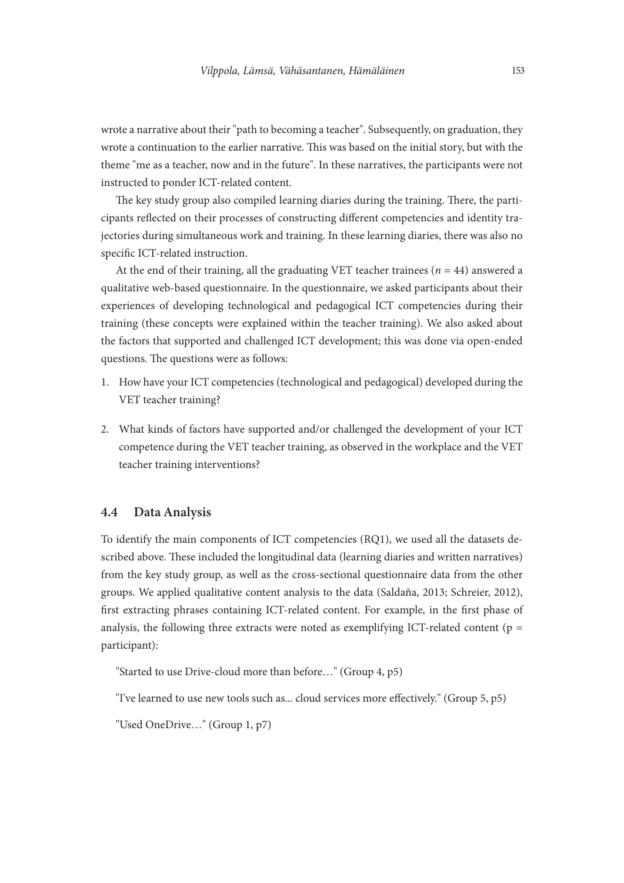wrote a narrative about their "path to becoming a teacher". Subsequently, on graduation, they wrote a continuation to the earlier narrative. This was based on the initial story, but with the theme "me as a teacher, now and in the future". In these narratives, the participants were not instructed to ponder ICT-related content.

The key study group also compiled learning diaries during the training. There, the participants reflected on their processes of constructing different competencies and identity trajectories during simultaneous work and training. In these learning diaries, there was also no specific ICT-related instruction.

At the end of their training, all the graduating VET teacher trainees ($n$ = 44) answered a qualitative web-based questionnaire. In the questionnaire, we asked participants about their experiences of developing technological and pedagogical ICT competencies during their training (these concepts were explained within the teacher training). We also asked about the factors that supported and challenged ICT development; this was done via open-ended questions. The questions were as follows:

1. How have your ICT competencies (technological and pedagogical) developed during the VET teacher training?
2. What kinds of factors have supported and/or challenged the development of your ICT competence during the VET teacher training, as observed in the workplace and the VET teacher training interventions?

### 4.4 Data Analysis

To identify the main components of ICT competencies (RQ1), we used all the datasets described above. These included the longitudinal data (learning diaries and written narratives) from the key study group, as well as the cross-sectional questionnaire data from the other groups. We applied qualitative content analysis to the data (Saldaña, 2013; Schreier, 2012), first extracting phrases containing ICT-related content. For example, in the first phase of analysis, the following three extracts were noted as exemplifying ICT-related content (p = participant):

"Started to use Drive-cloud more than before…" (Group 4, p5)

"I've learned to use new tools such as... cloud services more effectively." (Group 5, p5)

"Used OneDrive…" (Group 1, p7)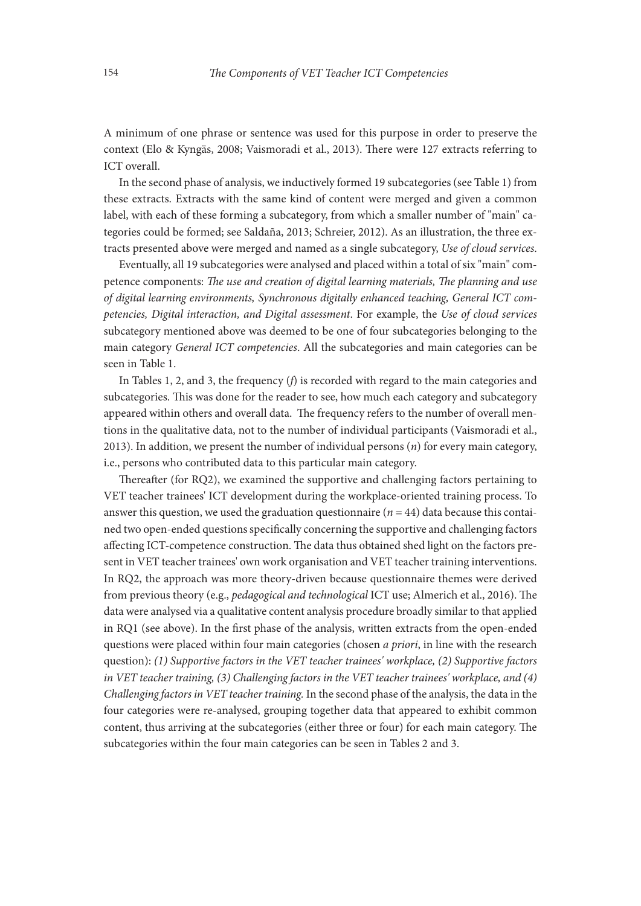A minimum of one phrase or sentence was used for this purpose in order to preserve the context (Elo & Kyngäs, 2008; Vaismoradi et al., 2013). There were 127 extracts referring to ICT overall.

In the second phase of analysis, we inductively formed 19 subcategories (see Table 1) from these extracts. Extracts with the same kind of content were merged and given a common label, with each of these forming a subcategory, from which a smaller number of "main" categories could be formed; see Saldaña, 2013; Schreier, 2012). As an illustration, the three extracts presented above were merged and named as a single subcategory, *Use of cloud services*.

Eventually, all 19 subcategories were analysed and placed within a total of six "main" competence components: *The use and creation of digital learning materials, The planning and use of digital learning environments, Synchronous digitally enhanced teaching, General ICT competencies, Digital interaction, and Digital assessment*. For example, the *Use of cloud services* subcategory mentioned above was deemed to be one of four subcategories belonging to the main category *General ICT competencies*. All the subcategories and main categories can be seen in Table 1.

In Tables 1, 2, and 3, the frequency ($f$) is recorded with regard to the main categories and subcategories. This was done for the reader to see, how much each category and subcategory appeared within others and overall data. The frequency refers to the number of overall mentions in the qualitative data, not to the number of individual participants (Vaismoradi et al., 2013). In addition, we present the number of individual persons ($n$) for every main category, i.e., persons who contributed data to this particular main category.

Thereafter (for RQ2), we examined the supportive and challenging factors pertaining to VET teacher trainees' ICT development during the workplace-oriented training process. To answer this question, we used the graduation questionnaire ($n = 44$) data because this contained two open-ended questions specifically concerning the supportive and challenging factors affecting ICT-competence construction. The data thus obtained shed light on the factors present in VET teacher trainees' own work organisation and VET teacher training interventions. In RQ2, the approach was more theory-driven because questionnaire themes were derived from previous theory (e.g., *pedagogical and technological* ICT use; Almerich et al., 2016). The data were analysed via a qualitative content analysis procedure broadly similar to that applied in RQ1 (see above). In the first phase of the analysis, written extracts from the open-ended questions were placed within four main categories (chosen *a priori*, in line with the research question): *(1) Supportive factors in the VET teacher trainees' workplace, (2) Supportive factors in VET teacher training, (3) Challenging factors in the VET teacher trainees' workplace, and (4) Challenging factors in VET teacher training.* In the second phase of the analysis, the data in the four categories were re-analysed, grouping together data that appeared to exhibit common content, thus arriving at the subcategories (either three or four) for each main category. The subcategories within the four main categories can be seen in Tables 2 and 3.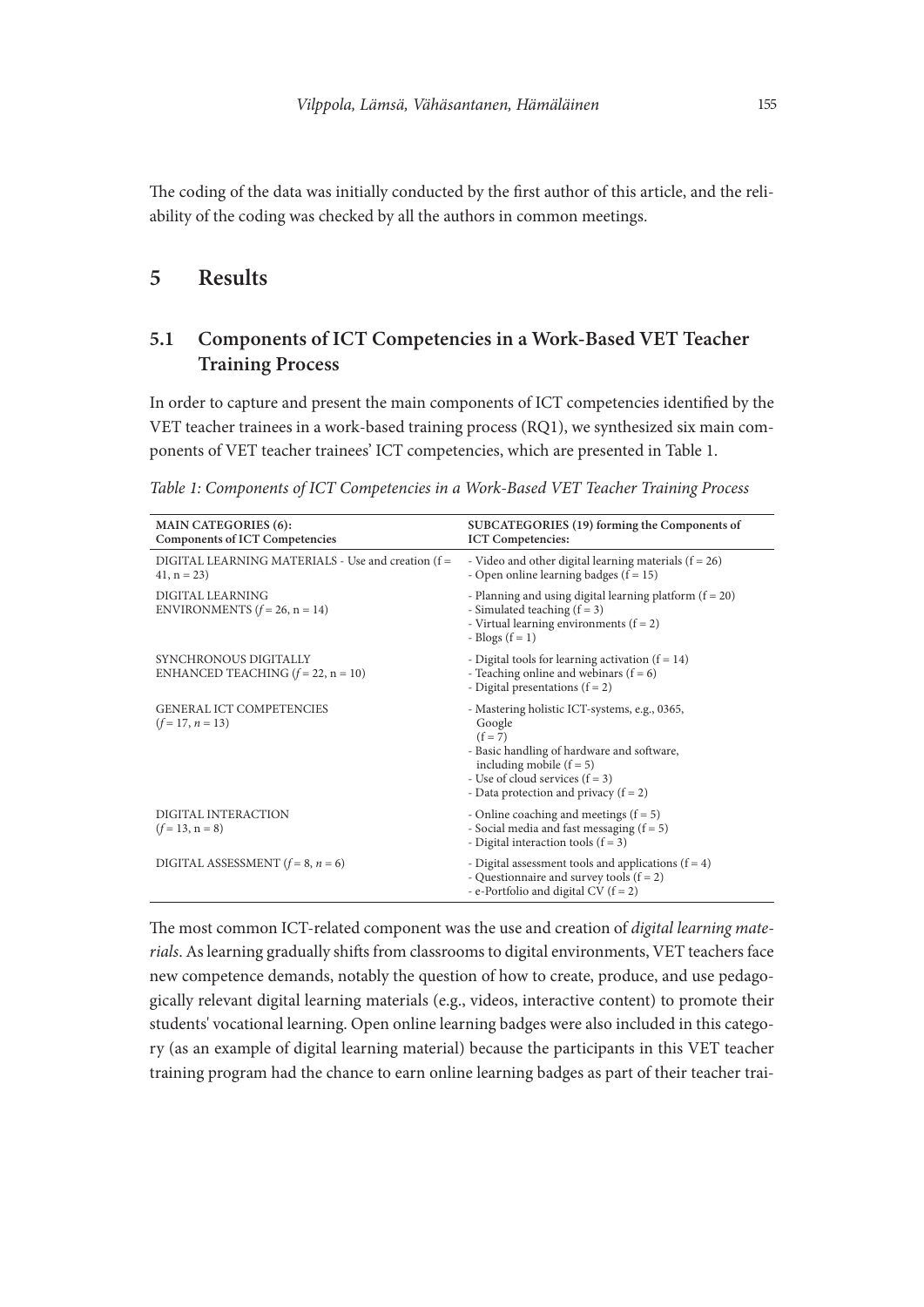The coding of the data was initially conducted by the first author of this article, and the reliability of the coding was checked by all the authors in common meetings.

# 5 Results

## 5.1 Components of ICT Competencies in a Work-Based VET Teacher Training Process

In order to capture and present the main components of ICT competencies identified by the VET teacher trainees in a work-based training process (RQ1), we synthesized six main components of VET teacher trainees' ICT competencies, which are presented in Table 1.

*Table 1: Components of ICT Competencies in a Work-Based VET Teacher Training Process*

| MAIN CATEGORIES (6): Components of ICT Competencies | SUBCATEGORIES (19) forming the Components of ICT Competencies: |
|---|---|
| DIGITAL LEARNING MATERIALS - Use and creation (f = 41, n = 23) | - Video and other digital learning materials (f = 26)<br>- Open online learning badges (f = 15) |
| DIGITAL LEARNING ENVIRONMENTS (*f* = 26, n = 14) | - Planning and using digital learning platform (f = 20)<br>- Simulated teaching (f = 3)<br>- Virtual learning environments (f = 2)<br>- Blogs (f = 1) |
| SYNCHRONOUS DIGITALLY ENHANCED TEACHING (*f* = 22, n = 10) | - Digital tools for learning activation (f = 14)<br>- Teaching online and webinars (f = 6)<br>- Digital presentations (f = 2) |
| GENERAL ICT COMPETENCIES (*f* = 17, *n* = 13) | - Mastering holistic ICT-systems, e.g., 0365, Google (f = 7)<br>- Basic handling of hardware and software, including mobile (f = 5)<br>- Use of cloud services (f = 3)<br>- Data protection and privacy (f = 2) |
| DIGITAL INTERACTION (*f* = 13, n = 8) | - Online coaching and meetings (f = 5)<br>- Social media and fast messaging (f = 5)<br>- Digital interaction tools (f = 3) |
| DIGITAL ASSESSMENT (*f* = 8, *n* = 6) | - Digital assessment tools and applications (f = 4)<br>- Questionnaire and survey tools (f = 2)<br>- e-Portfolio and digital CV (f = 2) |

The most common ICT-related component was the use and creation of *digital learning materials*. As learning gradually shifts from classrooms to digital environments, VET teachers face new competence demands, notably the question of how to create, produce, and use pedagogically relevant digital learning materials (e.g., videos, interactive content) to promote their students' vocational learning. Open online learning badges were also included in this category (as an example of digital learning material) because the participants in this VET teacher training program had the chance to earn online learning badges as part of their teacher trai-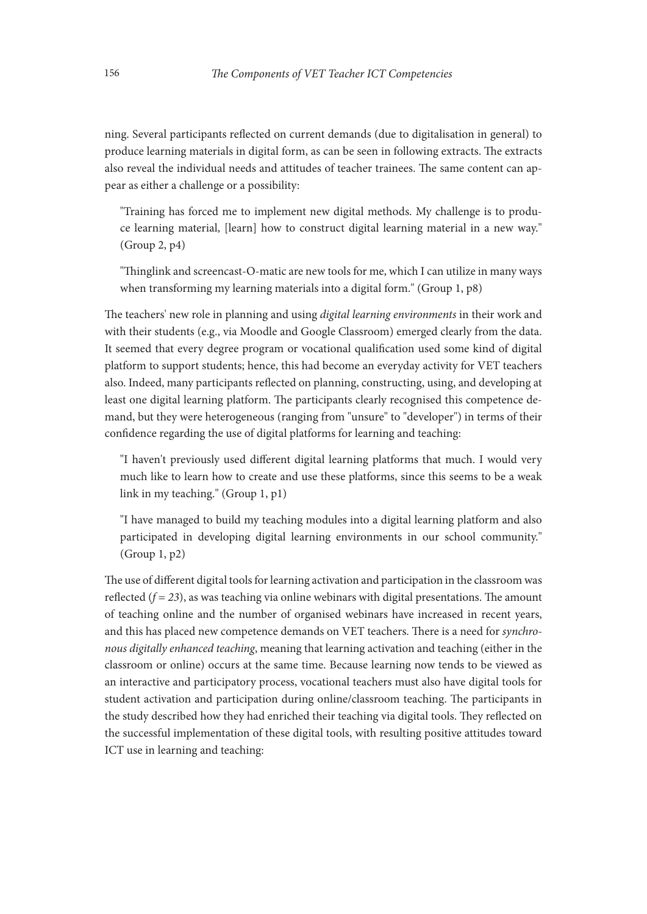ning. Several participants reflected on current demands (due to digitalisation in general) to produce learning materials in digital form, as can be seen in following extracts. The extracts also reveal the individual needs and attitudes of teacher trainees. The same content can appear as either a challenge or a possibility:

> "Training has forced me to implement new digital methods. My challenge is to produce learning material, [learn] how to construct digital learning material in a new way." (Group 2, p4)

> "Thinglink and screencast-O-matic are new tools for me, which I can utilize in many ways when transforming my learning materials into a digital form." (Group 1, p8)

The teachers' new role in planning and using *digital learning environments* in their work and with their students (e.g., via Moodle and Google Classroom) emerged clearly from the data. It seemed that every degree program or vocational qualification used some kind of digital platform to support students; hence, this had become an everyday activity for VET teachers also. Indeed, many participants reflected on planning, constructing, using, and developing at least one digital learning platform. The participants clearly recognised this competence demand, but they were heterogeneous (ranging from "unsure" to "developer") in terms of their confidence regarding the use of digital platforms for learning and teaching:

> "I haven't previously used different digital learning platforms that much. I would very much like to learn how to create and use these platforms, since this seems to be a weak link in my teaching." (Group 1, p1)

> "I have managed to build my teaching modules into a digital learning platform and also participated in developing digital learning environments in our school community." (Group 1, p2)

The use of different digital tools for learning activation and participation in the classroom was reflected ($f = 23$), as was teaching via online webinars with digital presentations. The amount of teaching online and the number of organised webinars have increased in recent years, and this has placed new competence demands on VET teachers. There is a need for *synchronous digitally enhanced teaching*, meaning that learning activation and teaching (either in the classroom or online) occurs at the same time. Because learning now tends to be viewed as an interactive and participatory process, vocational teachers must also have digital tools for student activation and participation during online/classroom teaching. The participants in the study described how they had enriched their teaching via digital tools. They reflected on the successful implementation of these digital tools, with resulting positive attitudes toward ICT use in learning and teaching: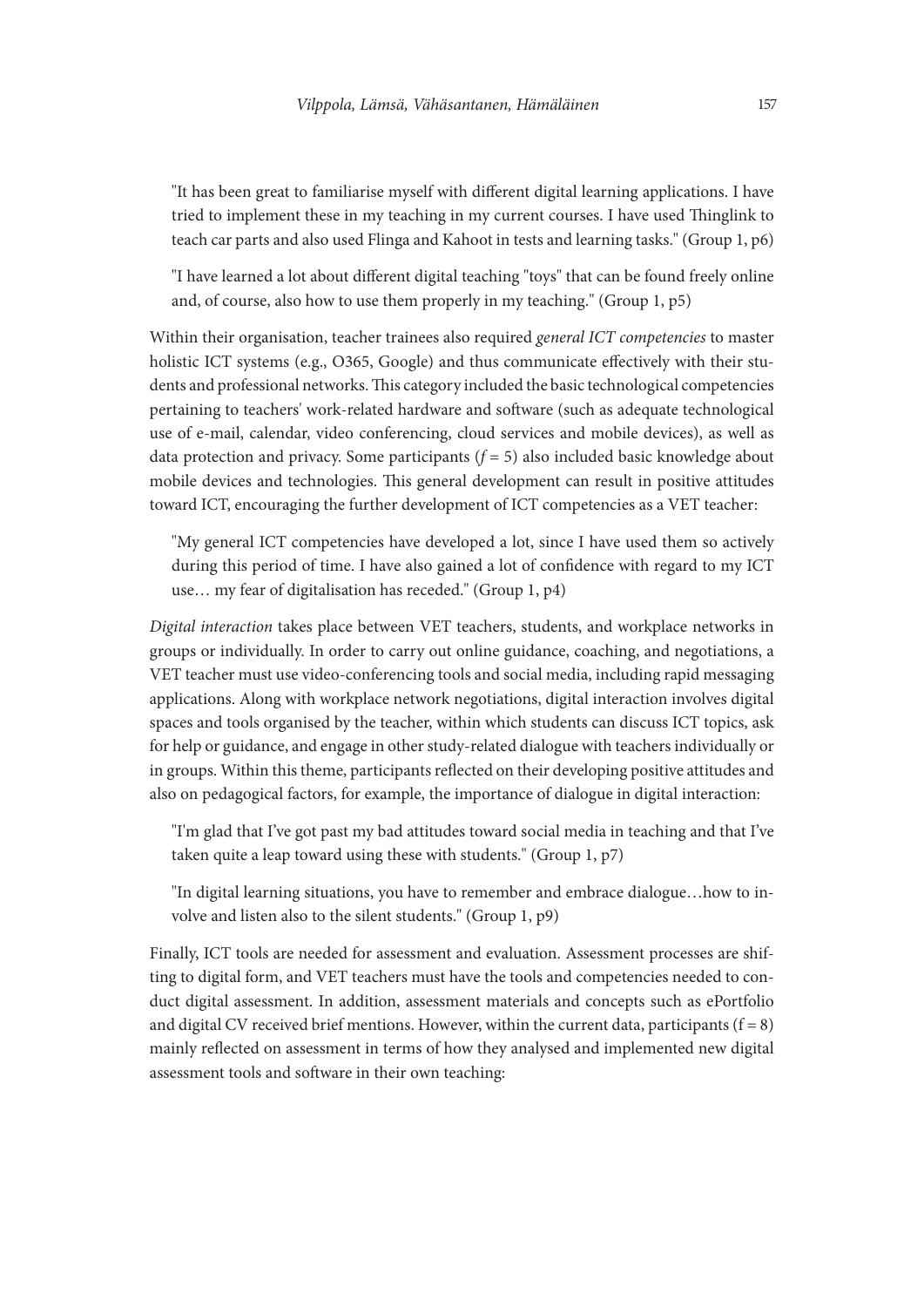> "It has been great to familiarise myself with different digital learning applications. I have tried to implement these in my teaching in my current courses. I have used Thinglink to teach car parts and also used Flinga and Kahoot in tests and learning tasks." (Group 1, p6)

> "I have learned a lot about different digital teaching "toys" that can be found freely online and, of course, also how to use them properly in my teaching." (Group 1, p5)

Within their organisation, teacher trainees also required *general ICT competencies* to master holistic ICT systems (e.g., O365, Google) and thus communicate effectively with their students and professional networks. This category included the basic technological competencies pertaining to teachers' work-related hardware and software (such as adequate technological use of e-mail, calendar, video conferencing, cloud services and mobile devices), as well as data protection and privacy. Some participants ($f = 5$) also included basic knowledge about mobile devices and technologies. This general development can result in positive attitudes toward ICT, encouraging the further development of ICT competencies as a VET teacher:

> "My general ICT competencies have developed a lot, since I have used them so actively during this period of time. I have also gained a lot of confidence with regard to my ICT use… my fear of digitalisation has receded." (Group 1, p4)

*Digital interaction* takes place between VET teachers, students, and workplace networks in groups or individually. In order to carry out online guidance, coaching, and negotiations, a VET teacher must use video-conferencing tools and social media, including rapid messaging applications. Along with workplace network negotiations, digital interaction involves digital spaces and tools organised by the teacher, within which students can discuss ICT topics, ask for help or guidance, and engage in other study-related dialogue with teachers individually or in groups. Within this theme, participants reflected on their developing positive attitudes and also on pedagogical factors, for example, the importance of dialogue in digital interaction:

> "I'm glad that I've got past my bad attitudes toward social media in teaching and that I've taken quite a leap toward using these with students." (Group 1, p7)

> "In digital learning situations, you have to remember and embrace dialogue…how to involve and listen also to the silent students." (Group 1, p9)

Finally, ICT tools are needed for assessment and evaluation. Assessment processes are shifting to digital form, and VET teachers must have the tools and competencies needed to conduct digital assessment. In addition, assessment materials and concepts such as ePortfolio and digital CV received brief mentions. However, within the current data, participants ($f = 8$) mainly reflected on assessment in terms of how they analysed and implemented new digital assessment tools and software in their own teaching: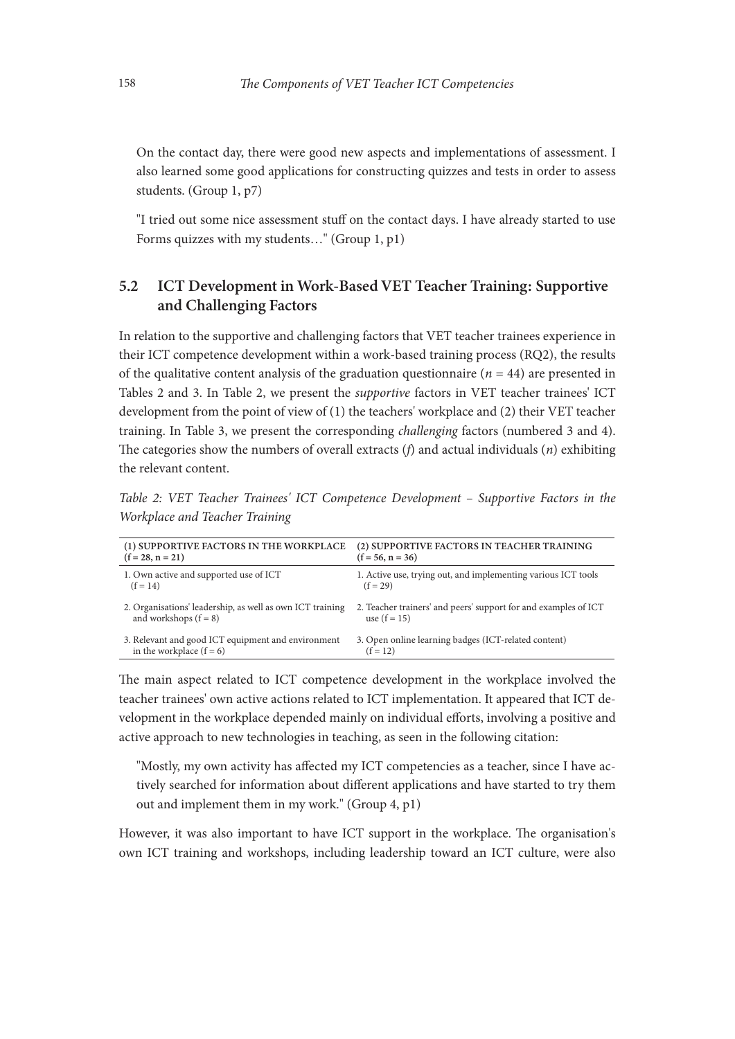On the contact day, there were good new aspects and implementations of assessment. I also learned some good applications for constructing quizzes and tests in order to assess students. (Group 1, p7)

"I tried out some nice assessment stuff on the contact days. I have already started to use Forms quizzes with my students…" (Group 1, p1)

## 5.2 ICT Development in Work-Based VET Teacher Training: Supportive and Challenging Factors

In relation to the supportive and challenging factors that VET teacher trainees experience in their ICT competence development within a work-based training process (RQ2), the results of the qualitative content analysis of the graduation questionnaire ($n = 44$) are presented in Tables 2 and 3. In Table 2, we present the *supportive* factors in VET teacher trainees' ICT development from the point of view of (1) the teachers' workplace and (2) their VET teacher training. In Table 3, we present the corresponding *challenging* factors (numbered 3 and 4). The categories show the numbers of overall extracts ($f$) and actual individuals ($n$) exhibiting the relevant content.

*Table 2: VET Teacher Trainees' ICT Competence Development – Supportive Factors in the Workplace and Teacher Training*

| (1) SUPPORTIVE FACTORS IN THE WORKPLACE (f = 28, n = 21) | (2) SUPPORTIVE FACTORS IN TEACHER TRAINING (f = 56, n = 36) |
|---|---|
| 1. Own active and supported use of ICT (f = 14) | 1. Active use, trying out, and implementing various ICT tools (f = 29) |
| 2. Organisations' leadership, as well as own ICT training and workshops (f = 8) | 2. Teacher trainers' and peers' support for and examples of ICT use (f = 15) |
| 3. Relevant and good ICT equipment and environment in the workplace (f = 6) | 3. Open online learning badges (ICT-related content) (f = 12) |

The main aspect related to ICT competence development in the workplace involved the teacher trainees' own active actions related to ICT implementation. It appeared that ICT development in the workplace depended mainly on individual efforts, involving a positive and active approach to new technologies in teaching, as seen in the following citation:

"Mostly, my own activity has affected my ICT competencies as a teacher, since I have actively searched for information about different applications and have started to try them out and implement them in my work." (Group 4, p1)

However, it was also important to have ICT support in the workplace. The organisation's own ICT training and workshops, including leadership toward an ICT culture, were also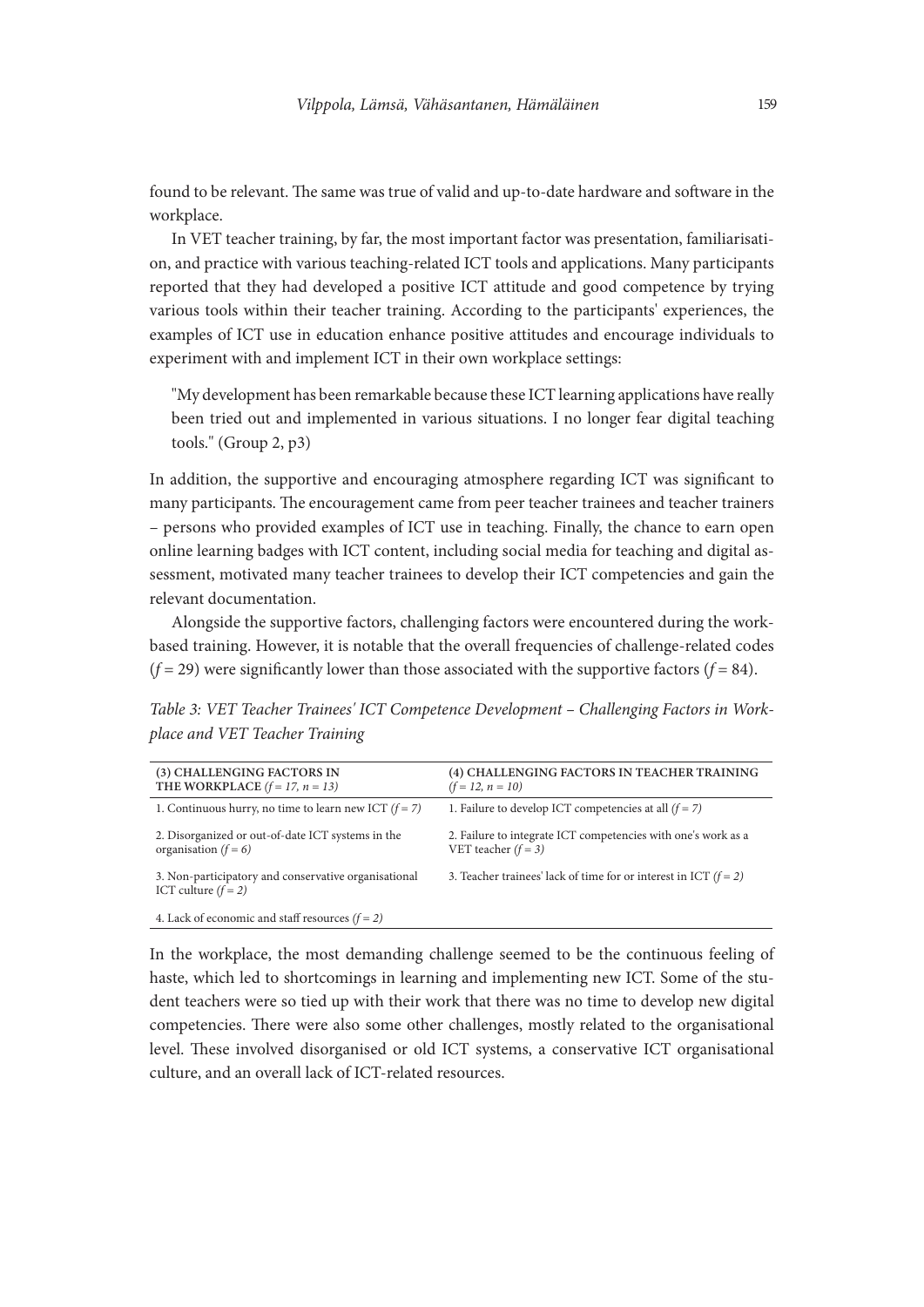found to be relevant. The same was true of valid and up-to-date hardware and software in the workplace.

In VET teacher training, by far, the most important factor was presentation, familiarisation, and practice with various teaching-related ICT tools and applications. Many participants reported that they had developed a positive ICT attitude and good competence by trying various tools within their teacher training. According to the participants' experiences, the examples of ICT use in education enhance positive attitudes and encourage individuals to experiment with and implement ICT in their own workplace settings:

> "My development has been remarkable because these ICT learning applications have really been tried out and implemented in various situations. I no longer fear digital teaching tools." (Group 2, p3)

In addition, the supportive and encouraging atmosphere regarding ICT was significant to many participants. The encouragement came from peer teacher trainees and teacher trainers – persons who provided examples of ICT use in teaching. Finally, the chance to earn open online learning badges with ICT content, including social media for teaching and digital assessment, motivated many teacher trainees to develop their ICT competencies and gain the relevant documentation.

Alongside the supportive factors, challenging factors were encountered during the work-based training. However, it is notable that the overall frequencies of challenge-related codes ($f = 29$) were significantly lower than those associated with the supportive factors ($f = 84$).

*Table 3: VET Teacher Trainees' ICT Competence Development – Challenging Factors in Workplace and VET Teacher Training*

| **(3) CHALLENGING FACTORS IN THE WORKPLACE** *($f = 17$, $n = 13$)* | **(4) CHALLENGING FACTORS IN TEACHER TRAINING** *($f = 12$, $n = 10$)* |
|---|---|
| 1. Continuous hurry, no time to learn new ICT *($f = 7$)* | 1. Failure to develop ICT competencies at all *($f = 7$)* |
| 2. Disorganized or out-of-date ICT systems in the organisation *($f = 6$)* | 2. Failure to integrate ICT competencies with one's work as a VET teacher *($f = 3$)* |
| 3. Non-participatory and conservative organisational ICT culture *($f = 2$)* | 3. Teacher trainees' lack of time for or interest in ICT *($f = 2$)* |
| 4. Lack of economic and staff resources *($f = 2$)* | |

In the workplace, the most demanding challenge seemed to be the continuous feeling of haste, which led to shortcomings in learning and implementing new ICT. Some of the student teachers were so tied up with their work that there was no time to develop new digital competencies. There were also some other challenges, mostly related to the organisational level. These involved disorganised or old ICT systems, a conservative ICT organisational culture, and an overall lack of ICT-related resources.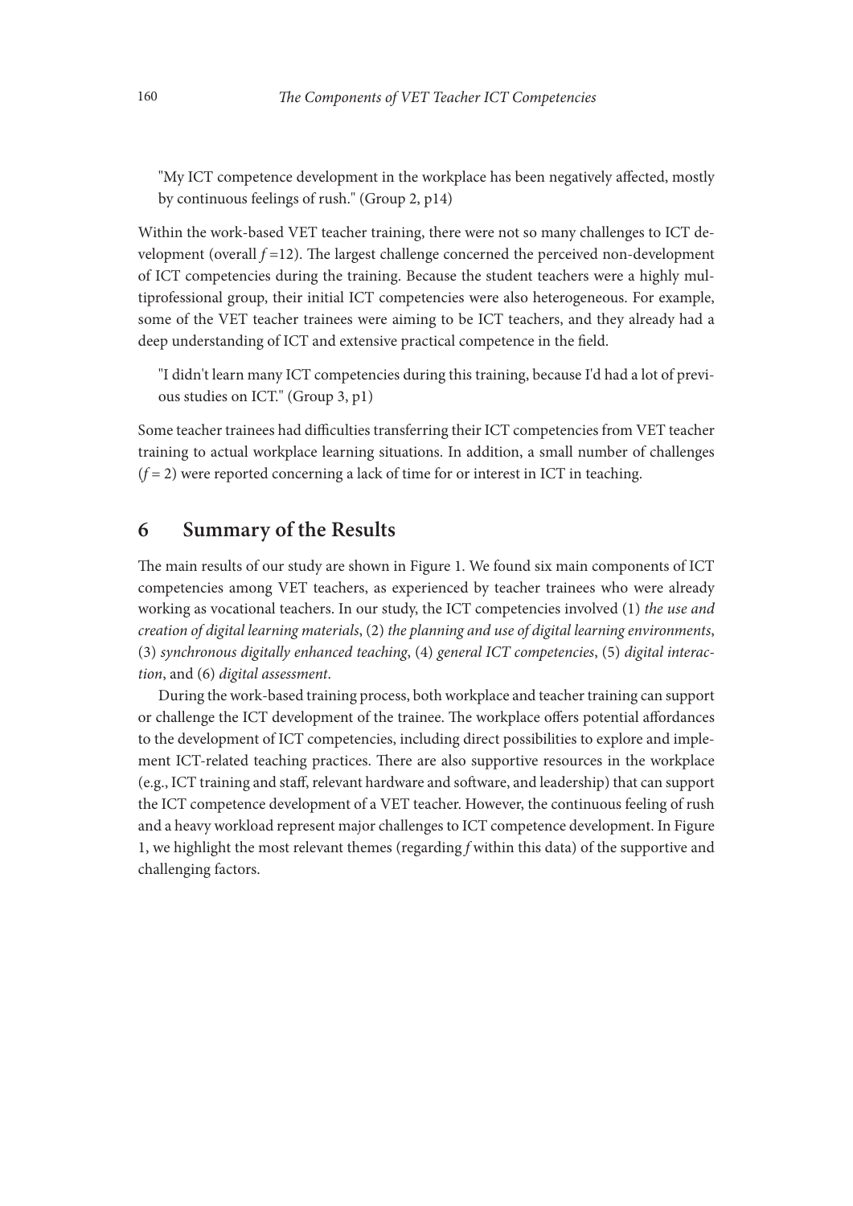> "My ICT competence development in the workplace has been negatively affected, mostly by continuous feelings of rush." (Group 2, p14)

Within the work-based VET teacher training, there were not so many challenges to ICT development (overall $f$ =12). The largest challenge concerned the perceived non-development of ICT competencies during the training. Because the student teachers were a highly multiprofessional group, their initial ICT competencies were also heterogeneous. For example, some of the VET teacher trainees were aiming to be ICT teachers, and they already had a deep understanding of ICT and extensive practical competence in the field.

> "I didn't learn many ICT competencies during this training, because I'd had a lot of previous studies on ICT." (Group 3, p1)

Some teacher trainees had difficulties transferring their ICT competencies from VET teacher training to actual workplace learning situations. In addition, a small number of challenges ($f$ = 2) were reported concerning a lack of time for or interest in ICT in teaching.

## 6 Summary of the Results

The main results of our study are shown in Figure 1. We found six main components of ICT competencies among VET teachers, as experienced by teacher trainees who were already working as vocational teachers. In our study, the ICT competencies involved (1) *the use and creation of digital learning materials*, (2) *the planning and use of digital learning environments*, (3) *synchronous digitally enhanced teaching*, (4) *general ICT competencies*, (5) *digital interaction*, and (6) *digital assessment*.

During the work-based training process, both workplace and teacher training can support or challenge the ICT development of the trainee. The workplace offers potential affordances to the development of ICT competencies, including direct possibilities to explore and implement ICT-related teaching practices. There are also supportive resources in the workplace (e.g., ICT training and staff, relevant hardware and software, and leadership) that can support the ICT competence development of a VET teacher. However, the continuous feeling of rush and a heavy workload represent major challenges to ICT competence development. In Figure 1, we highlight the most relevant themes (regarding $f$ within this data) of the supportive and challenging factors.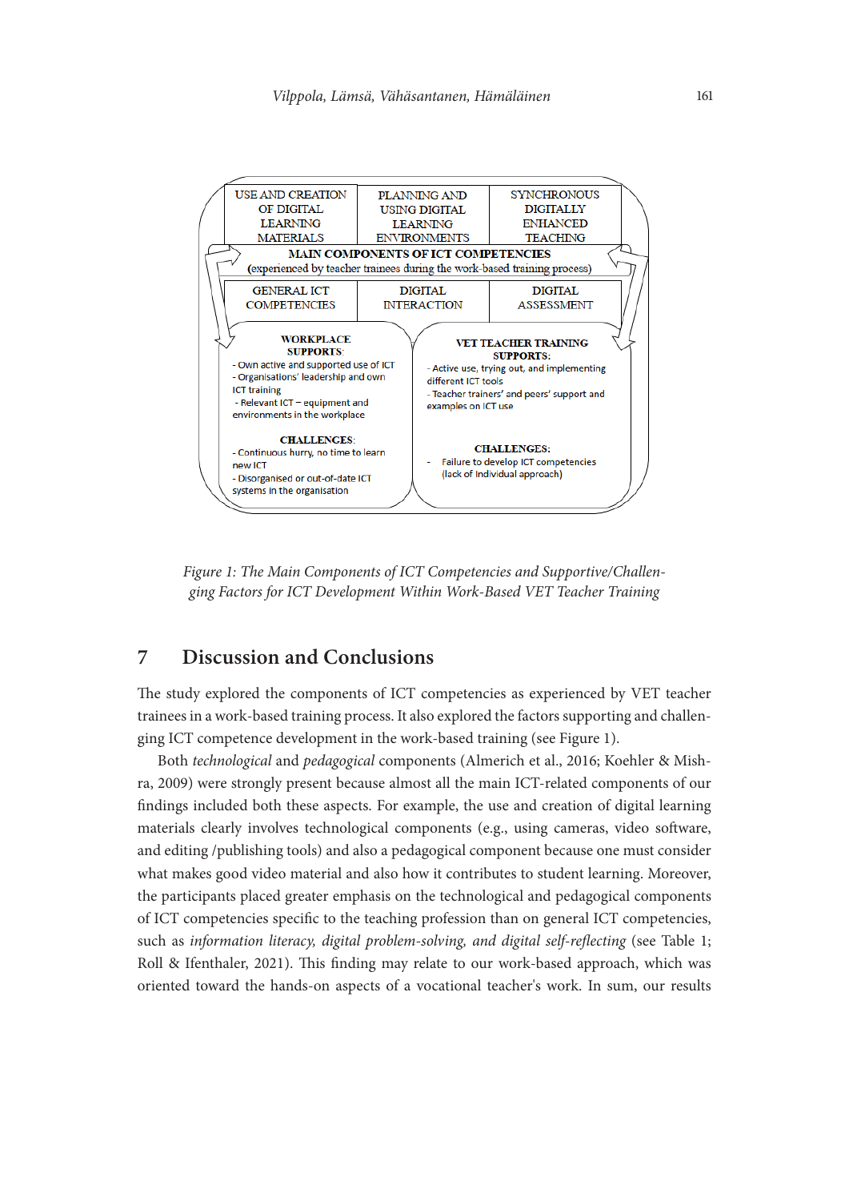USE AND CREATION OF DIGITAL LEARNING MATERIALS

PLANNING AND USING DIGITAL LEARNING ENVIRONMENTS

SYNCHRONOUS DIGITALLY ENHANCED TEACHING

**MAIN COMPONENTS OF ICT COMPETENCIES**
(experienced by teacher trainees during the work-based training process)

GENERAL ICT COMPETENCIES

DIGITAL INTERACTION

DIGITAL ASSESSMENT

**WORKPLACE SUPPORTS:**
- Own active and supported use of ICT
- Organisations' leadership and own ICT training
- Relevant ICT – equipment and environments in the workplace

**CHALLENCES:**
- Continuous hurry, no time to learn new ICT
- Disorganised or out-of-date ICT systems in the organisation

**VET TEACHER TRAINING SUPPORTS:**
- Active use, trying out, and implementing different ICT tools
- Teacher trainers' and peers' support and examples on ICT use

**CHALLENGES:**
- Failure to develop ICT competencies (lack of individual approach)

*Figure 1: The Main Components of ICT Competencies and Supportive/Challenging Factors for ICT Development Within Work-Based VET Teacher Training*

## 7 Discussion and Conclusions

The study explored the components of ICT competencies as experienced by VET teacher trainees in a work-based training process. It also explored the factors supporting and challenging ICT competence development in the work-based training (see Figure 1).

Both *technological* and *pedagogical* components (Almerich et al., 2016; Koehler & Mishra, 2009) were strongly present because almost all the main ICT-related components of our findings included both these aspects. For example, the use and creation of digital learning materials clearly involves technological components (e.g., using cameras, video software, and editing /publishing tools) and also a pedagogical component because one must consider what makes good video material and also how it contributes to student learning. Moreover, the participants placed greater emphasis on the technological and pedagogical components of ICT competencies specific to the teaching profession than on general ICT competencies, such as *information literacy, digital problem-solving, and digital self-reflecting* (see Table 1; Roll & Ifenthaler, 2021). This finding may relate to our work-based approach, which was oriented toward the hands-on aspects of a vocational teacher's work. In sum, our results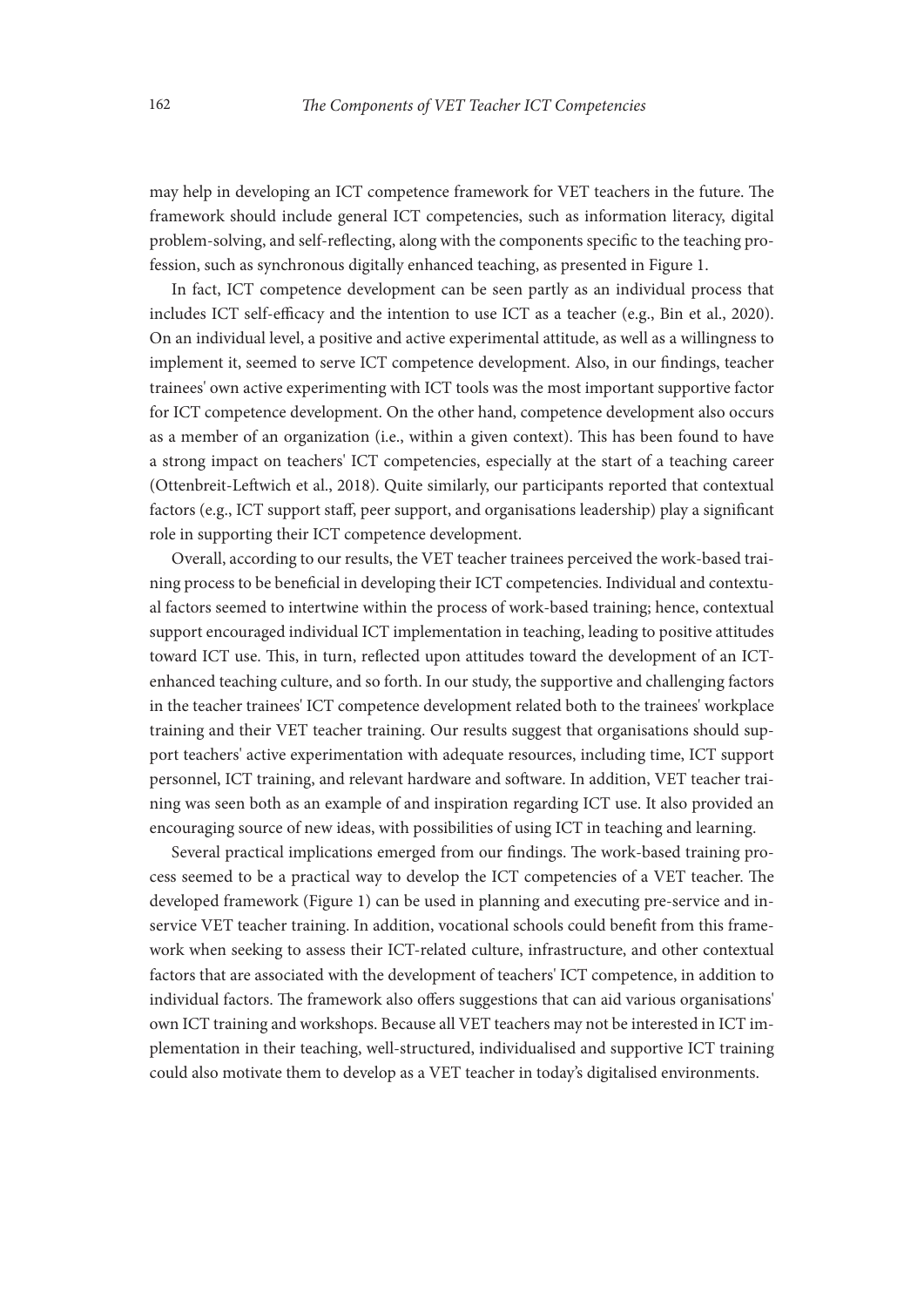may help in developing an ICT competence framework for VET teachers in the future. The framework should include general ICT competencies, such as information literacy, digital problem-solving, and self-reflecting, along with the components specific to the teaching profession, such as synchronous digitally enhanced teaching, as presented in Figure 1.

In fact, ICT competence development can be seen partly as an individual process that includes ICT self-efficacy and the intention to use ICT as a teacher (e.g., Bin et al., 2020). On an individual level, a positive and active experimental attitude, as well as a willingness to implement it, seemed to serve ICT competence development. Also, in our findings, teacher trainees' own active experimenting with ICT tools was the most important supportive factor for ICT competence development. On the other hand, competence development also occurs as a member of an organization (i.e., within a given context). This has been found to have a strong impact on teachers' ICT competencies, especially at the start of a teaching career (Ottenbreit-Leftwich et al., 2018). Quite similarly, our participants reported that contextual factors (e.g., ICT support staff, peer support, and organisations leadership) play a significant role in supporting their ICT competence development.

Overall, according to our results, the VET teacher trainees perceived the work-based training process to be beneficial in developing their ICT competencies. Individual and contextual factors seemed to intertwine within the process of work-based training; hence, contextual support encouraged individual ICT implementation in teaching, leading to positive attitudes toward ICT use. This, in turn, reflected upon attitudes toward the development of an ICT-enhanced teaching culture, and so forth. In our study, the supportive and challenging factors in the teacher trainees' ICT competence development related both to the trainees' workplace training and their VET teacher training. Our results suggest that organisations should support teachers' active experimentation with adequate resources, including time, ICT support personnel, ICT training, and relevant hardware and software. In addition, VET teacher training was seen both as an example of and inspiration regarding ICT use. It also provided an encouraging source of new ideas, with possibilities of using ICT in teaching and learning.

Several practical implications emerged from our findings. The work-based training process seemed to be a practical way to develop the ICT competencies of a VET teacher. The developed framework (Figure 1) can be used in planning and executing pre-service and in-service VET teacher training. In addition, vocational schools could benefit from this framework when seeking to assess their ICT-related culture, infrastructure, and other contextual factors that are associated with the development of teachers' ICT competence, in addition to individual factors. The framework also offers suggestions that can aid various organisations' own ICT training and workshops. Because all VET teachers may not be interested in ICT implementation in their teaching, well-structured, individualised and supportive ICT training could also motivate them to develop as a VET teacher in today's digitalised environments.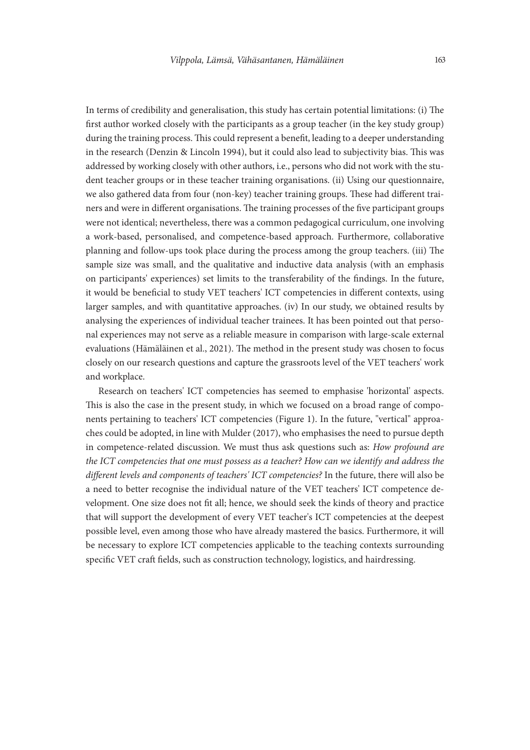In terms of credibility and generalisation, this study has certain potential limitations: (i) The first author worked closely with the participants as a group teacher (in the key study group) during the training process. This could represent a benefit, leading to a deeper understanding in the research (Denzin & Lincoln 1994), but it could also lead to subjectivity bias. This was addressed by working closely with other authors, i.e., persons who did not work with the student teacher groups or in these teacher training organisations. (ii) Using our questionnaire, we also gathered data from four (non-key) teacher training groups. These had different trainers and were in different organisations. The training processes of the five participant groups were not identical; nevertheless, there was a common pedagogical curriculum, one involving a work-based, personalised, and competence-based approach. Furthermore, collaborative planning and follow-ups took place during the process among the group teachers. (iii) The sample size was small, and the qualitative and inductive data analysis (with an emphasis on participants' experiences) set limits to the transferability of the findings. In the future, it would be beneficial to study VET teachers' ICT competencies in different contexts, using larger samples, and with quantitative approaches. (iv) In our study, we obtained results by analysing the experiences of individual teacher trainees. It has been pointed out that personal experiences may not serve as a reliable measure in comparison with large-scale external evaluations (Hämäläinen et al., 2021). The method in the present study was chosen to focus closely on our research questions and capture the grassroots level of the VET teachers' work and workplace.

Research on teachers' ICT competencies has seemed to emphasise 'horizontal' aspects. This is also the case in the present study, in which we focused on a broad range of components pertaining to teachers' ICT competencies (Figure 1). In the future, "vertical" approaches could be adopted, in line with Mulder (2017), who emphasises the need to pursue depth in competence-related discussion. We must thus ask questions such as: *How profound are the ICT competencies that one must possess as a teacher? How can we identify and address the different levels and components of teachers' ICT competencies?* In the future, there will also be a need to better recognise the individual nature of the VET teachers' ICT competence development. One size does not fit all; hence, we should seek the kinds of theory and practice that will support the development of every VET teacher's ICT competencies at the deepest possible level, even among those who have already mastered the basics. Furthermore, it will be necessary to explore ICT competencies applicable to the teaching contexts surrounding specific VET craft fields, such as construction technology, logistics, and hairdressing.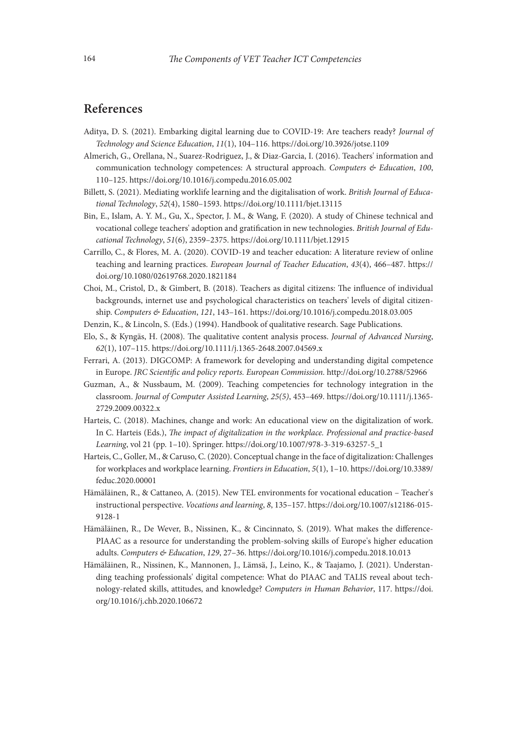## References

Aditya, D. S. (2021). Embarking digital learning due to COVID-19: Are teachers ready? *Journal of Technology and Science Education*, *11*(1), 104–116. https://doi.org/10.3926/jotse.1109

Almerich, G., Orellana, N., Suarez-Rodriguez, J., & Diaz-Garcia, I. (2016). Teachers' information and communication technology competences: A structural approach. *Computers & Education*, *100*, 110–125. https://doi.org/10.1016/j.compedu.2016.05.002

Billett, S. (2021). Mediating worklife learning and the digitalisation of work. *British Journal of Educational Technology*, *52*(4), 1580–1593. https://doi.org/10.1111/bjet.13115

Bin, E., Islam, A. Y. M., Gu, X., Spector, J. M., & Wang, F. (2020). A study of Chinese technical and vocational college teachers' adoption and gratification in new technologies. *British Journal of Educational Technology*, *51*(6), 2359–2375. https://doi.org/10.1111/bjet.12915

Carrillo, C., & Flores, M. A. (2020). COVID-19 and teacher education: A literature review of online teaching and learning practices. *European Journal of Teacher Education*, *43*(4), 466–487. https://doi.org/10.1080/02619768.2020.1821184

Choi, M., Cristol, D., & Gimbert, B. (2018). Teachers as digital citizens: The influence of individual backgrounds, internet use and psychological characteristics on teachers' levels of digital citizenship. *Computers & Education*, *121*, 143–161. https://doi.org/10.1016/j.compedu.2018.03.005

Denzin, K., & Lincoln, S. (Eds.) (1994). Handbook of qualitative research. Sage Publications.

Elo, S., & Kyngäs, H. (2008). The qualitative content analysis process. *Journal of Advanced Nursing*, *62*(1), 107–115. https://doi.org/10.1111/j.1365-2648.2007.04569.x

Ferrari, A. (2013). DIGCOMP: A framework for developing and understanding digital competence in Europe. *JRC Scientific and policy reports. European Commission.* http://doi.org/10.2788/52966

Guzman, A., & Nussbaum, M. (2009). Teaching competencies for technology integration in the classroom. *Journal of Computer Assisted Learning*, *25(5)*, 453–469. https://doi.org/10.1111/j.1365-2729.2009.00322.x

Harteis, C. (2018). Machines, change and work: An educational view on the digitalization of work. In C. Harteis (Eds.), *The impact of digitalization in the workplace. Professional and practice-based Learning*, vol 21 (pp. 1–10). Springer. https://doi.org/10.1007/978-3-319-63257-5_1

Harteis, C., Goller, M., & Caruso, C. (2020). Conceptual change in the face of digitalization: Challenges for workplaces and workplace learning. *Frontiers in Education*, *5*(1), 1–10. https://doi.org/10.3389/feduc.2020.00001

Hämäläinen, R., & Cattaneo, A. (2015). New TEL environments for vocational education – Teacher's instructional perspective. *Vocations and learning*, *8*, 135–157. https://doi.org/10.1007/s12186-015-9128-1

Hämäläinen, R., De Wever, B., Nissinen, K., & Cincinnato, S. (2019). What makes the difference-PIAAC as a resource for understanding the problem-solving skills of Europe's higher education adults. *Computers & Education*, *129*, 27–36. https://doi.org/10.1016/j.compedu.2018.10.013

Hämäläinen, R., Nissinen, K., Mannonen, J., Lämsä, J., Leino, K., & Taajamo, J. (2021). Understanding teaching professionals' digital competence: What do PIAAC and TALIS reveal about technology-related skills, attitudes, and knowledge? *Computers in Human Behavior*, 117. https://doi.org/10.1016/j.chb.2020.106672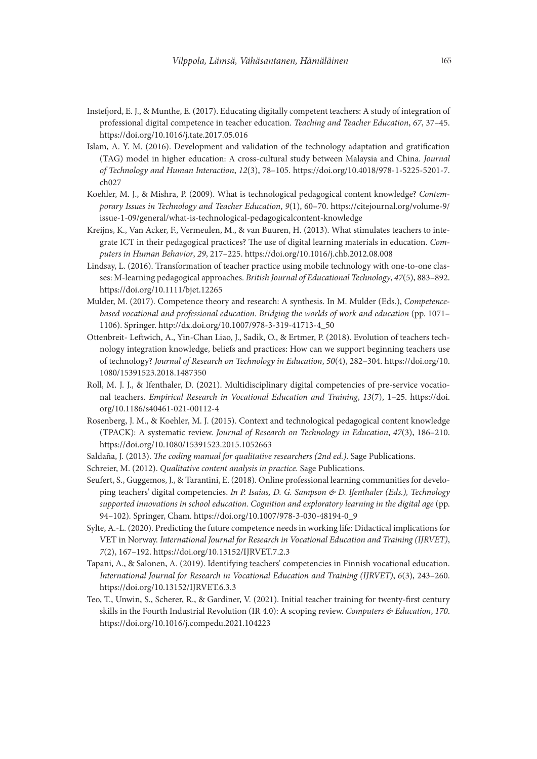Instefjord, E. J., & Munthe, E. (2017). Educating digitally competent teachers: A study of integration of professional digital competence in teacher education. *Teaching and Teacher Education*, *67*, 37–45. https://doi.org/10.1016/j.tate.2017.05.016

Islam, A. Y. M. (2016). Development and validation of the technology adaptation and gratification (TAG) model in higher education: A cross-cultural study between Malaysia and China. *Journal of Technology and Human Interaction*, *12*(3), 78–105. https://doi.org/10.4018/978-1-5225-5201-7.ch027

Koehler, M. J., & Mishra, P. (2009). What is technological pedagogical content knowledge? *Contemporary Issues in Technology and Teacher Education*, *9*(1), 60–70. https://citejournal.org/volume-9/issue-1-09/general/what-is-technological-pedagogicalcontent-knowledge

Kreijns, K., Van Acker, F., Vermeulen, M., & van Buuren, H. (2013). What stimulates teachers to integrate ICT in their pedagogical practices? The use of digital learning materials in education. *Computers in Human Behavior*, *29*, 217–225. https://doi.org/10.1016/j.chb.2012.08.008

Lindsay, L. (2016). Transformation of teacher practice using mobile technology with one-to-one classes: M-learning pedagogical approaches. *British Journal of Educational Technology*, *47*(5), 883–892. https://doi.org/10.1111/bjet.12265

Mulder, M. (2017). Competence theory and research: A synthesis. In M. Mulder (Eds.), *Competence-based vocational and professional education. Bridging the worlds of work and education* (pp. 1071–1106). Springer. http://dx.doi.org/10.1007/978-3-319-41713-4_50

Ottenbreit- Leftwich, A., Yin-Chan Liao, J., Sadik, O., & Ertmer, P. (2018). Evolution of teachers technology integration knowledge, beliefs and practices: How can we support beginning teachers use of technology? *Journal of Research on Technology in Education*, *50*(4), 282–304. https://doi.org/10.1080/15391523.2018.1487350

Roll, M. J. J., & Ifenthaler, D. (2021). Multidisciplinary digital competencies of pre-service vocational teachers. *Empirical Research in Vocational Education and Training*, *13*(7), 1–25. https://doi.org/10.1186/s40461-021-00112-4

Rosenberg, J. M., & Koehler, M. J. (2015). Context and technological pedagogical content knowledge (TPACK): A systematic review. *Journal of Research on Technology in Education*, *47*(3), 186–210. https://doi.org/10.1080/15391523.2015.1052663

Saldaña, J. (2013). *The coding manual for qualitative researchers (2nd ed.)*. Sage Publications.

Schreier, M. (2012). *Qualitative content analysis in practice*. Sage Publications.

Seufert, S., Guggemos, J., & Tarantini, E. (2018). Online professional learning communities for developing teachers' digital competencies. *In P. Isaias, D. G. Sampson & D. Ifenthaler (Eds.), Technology supported innovations in school education. Cognition and exploratory learning in the digital age* (pp. 94–102). Springer, Cham. https://doi.org/10.1007/978-3-030-48194-0_9

Sylte, A.-L. (2020). Predicting the future competence needs in working life: Didactical implications for VET in Norway. *International Journal for Research in Vocational Education and Training (IJRVET)*, *7*(2), 167–192. https://doi.org/10.13152/IJRVET.7.2.3

Tapani, A., & Salonen, A. (2019). Identifying teachers' competencies in Finnish vocational education. *International Journal for Research in Vocational Education and Training (IJRVET)*, *6*(3), 243–260. https://doi.org/10.13152/IJRVET.6.3.3

Teo, T., Unwin, S., Scherer, R., & Gardiner, V. (2021). Initial teacher training for twenty-first century skills in the Fourth Industrial Revolution (IR 4.0): A scoping review. *Computers & Education*, *170*. https://doi.org/10.1016/j.compedu.2021.104223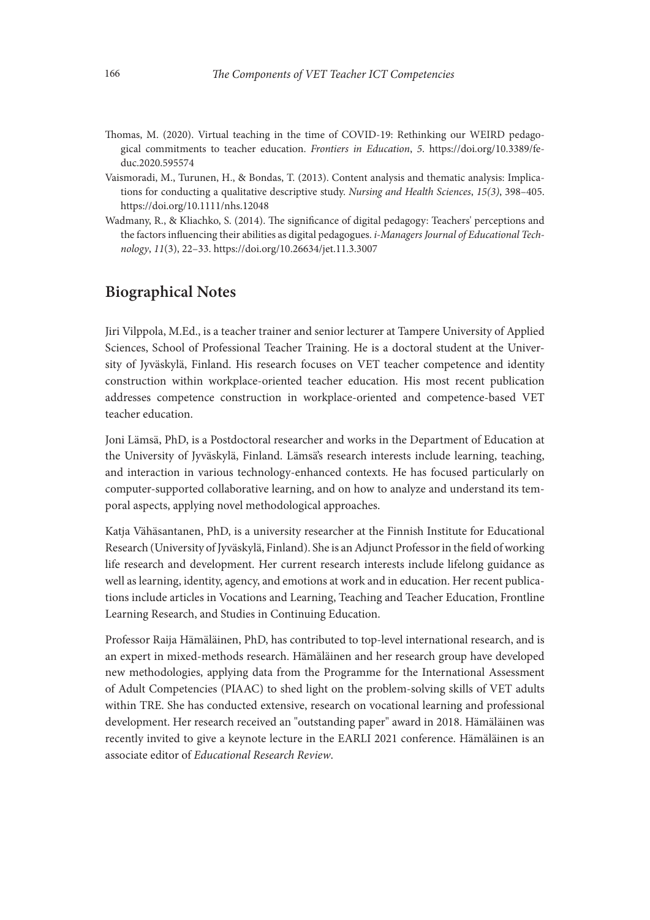Thomas, M. (2020). Virtual teaching in the time of COVID-19: Rethinking our WEIRD pedagogical commitments to teacher education. *Frontiers in Education*, *5*. https://doi.org/10.3389/feduc.2020.595574

Vaismoradi, M., Turunen, H., & Bondas, T. (2013). Content analysis and thematic analysis: Implications for conducting a qualitative descriptive study. *Nursing and Health Sciences*, *15(3)*, 398–405. https://doi.org/10.1111/nhs.12048

Wadmany, R., & Kliachko, S. (2014). The significance of digital pedagogy: Teachers' perceptions and the factors influencing their abilities as digital pedagogues. *i-Managers Journal of Educational Technology*, *11*(3), 22–33. https://doi.org/10.26634/jet.11.3.3007

## Biographical Notes

Jiri Vilppola, M.Ed., is a teacher trainer and senior lecturer at Tampere University of Applied Sciences, School of Professional Teacher Training. He is a doctoral student at the University of Jyväskylä, Finland. His research focuses on VET teacher competence and identity construction within workplace-oriented teacher education. His most recent publication addresses competence construction in workplace-oriented and competence-based VET teacher education.

Joni Lämsä, PhD, is a Postdoctoral researcher and works in the Department of Education at the University of Jyväskylä, Finland. Lämsä's research interests include learning, teaching, and interaction in various technology-enhanced contexts. He has focused particularly on computer-supported collaborative learning, and on how to analyze and understand its temporal aspects, applying novel methodological approaches.

Katja Vähäsantanen, PhD, is a university researcher at the Finnish Institute for Educational Research (University of Jyväskylä, Finland). She is an Adjunct Professor in the field of working life research and development. Her current research interests include lifelong guidance as well as learning, identity, agency, and emotions at work and in education. Her recent publications include articles in Vocations and Learning, Teaching and Teacher Education, Frontline Learning Research, and Studies in Continuing Education.

Professor Raija Hämäläinen, PhD, has contributed to top-level international research, and is an expert in mixed-methods research. Hämäläinen and her research group have developed new methodologies, applying data from the Programme for the International Assessment of Adult Competencies (PIAAC) to shed light on the problem-solving skills of VET adults within TRE. She has conducted extensive, research on vocational learning and professional development. Her research received an "outstanding paper" award in 2018. Hämäläinen was recently invited to give a keynote lecture in the EARLI 2021 conference. Hämäläinen is an associate editor of *Educational Research Review*.